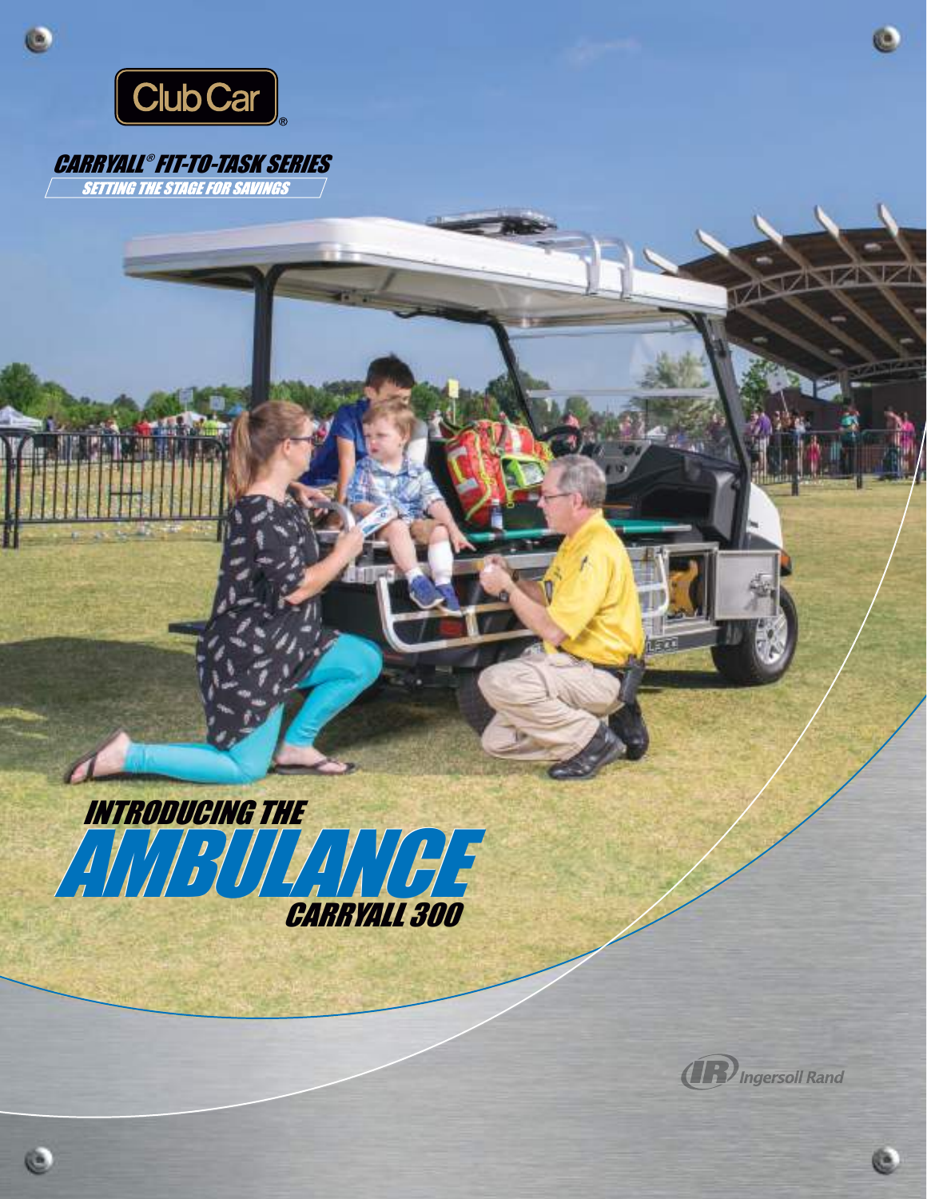Club Car®

## CARRYALL® FIT-TO-TASK SERIES

SETTING THE STAGE FOR SAVINGS

# INTRODUCING THE AMBULANCE CARRYALL 300

Ingersoll Rand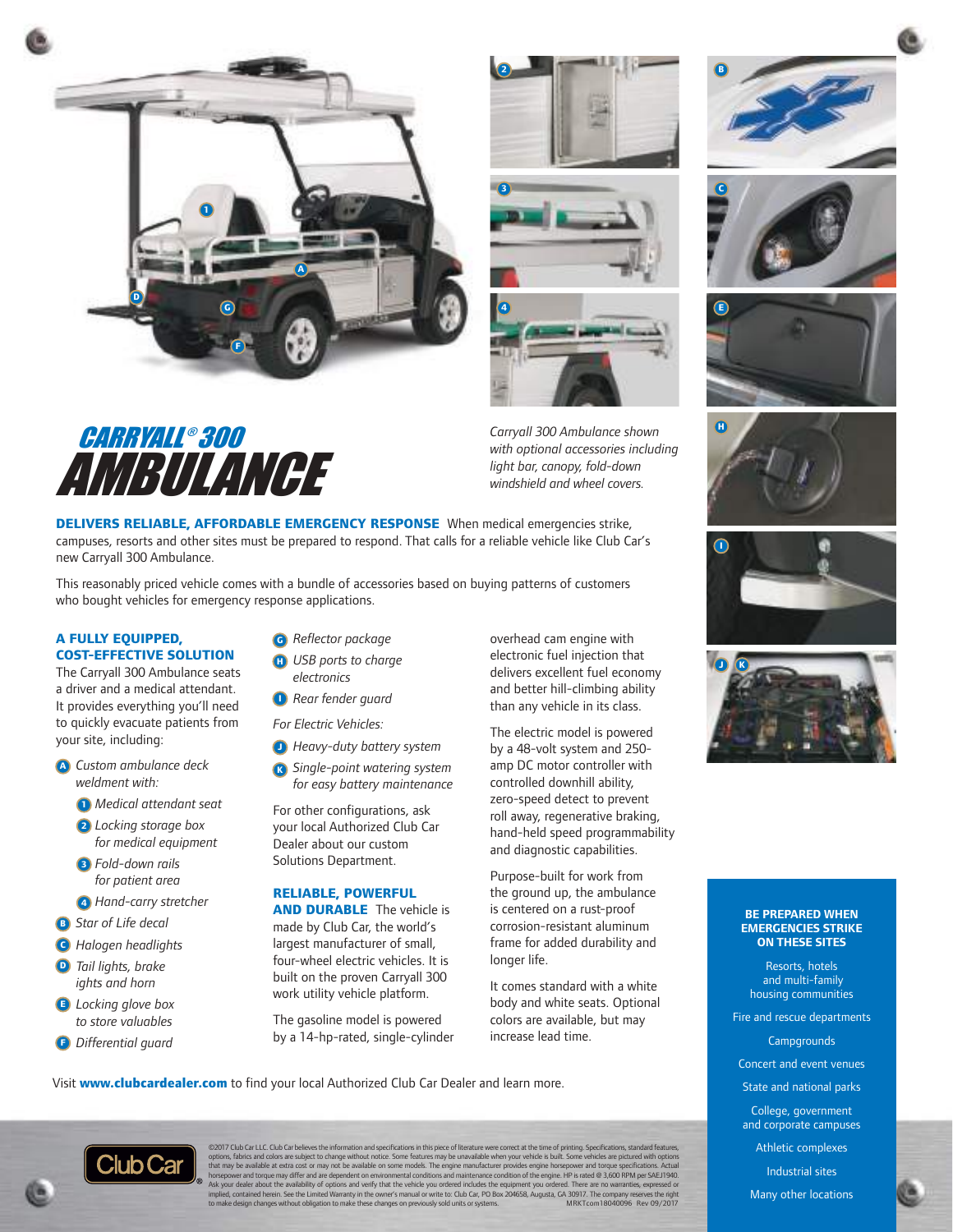# CARRYALL® 300 AMBULANCE

*Carryall 300 Ambulance shown with optional accessories including light bar, canopy, fold-down windshield and wheel covers.*

**DELIVERS RELIABLE, AFFORDABLE EMERGENCY RESPONSE** When medical emergencies strike, campuses, resorts and other sites must be prepared to respond. That calls for a reliable vehicle like Club Car's new Carryall 300 Ambulance.

This reasonably priced vehicle comes with a bundle of accessories based on buying patterns of customers who bought vehicles for emergency response applications.

## A FULLY EQUIPPED, COST-EFFECTIVE SOLUTION

The Carryall 300 Ambulance seats a driver and a medical attendant. It provides everything you'll need to quickly evacuate patients from your site, including:

- A *Custom ambulance deck weldment with:*
  - 1 *Medical attendant seat*
  - 2 *Locking storage box for medical equipment*
  - 3 *Fold-down rails for patient area*
  - 4 *Hand-carry stretcher*
- B *Star of Life decal*
- C *Halogen headlights*
- D *Tail lights, brake ights and horn*
- E *Locking glove box to store valuables*
- F *Differential guard*
- G *Reflector package*
- H *USB ports to charge electronics*
- I *Rear fender guard*

*For Electric Vehicles:*

- J *Heavy-duty battery system*
- K *Single-point watering system for easy battery maintenance*

For other configurations, ask your local Authorized Club Car Dealer about our custom Solutions Department.

## RELIABLE, POWERFUL AND DURABLE

The vehicle is made by Club Car, the world's largest manufacturer of small, four-wheel electric vehicles. It is built on the proven Carryall 300 work utility vehicle platform.

The gasoline model is powered by a 14-hp-rated, single-cylinder overhead cam engine with electronic fuel injection that delivers excellent fuel economy and better hill-climbing ability than any vehicle in its class.

The electric model is powered by a 48-volt system and 250-amp DC motor controller with controlled downhill ability, zero-speed detect to prevent roll away, regenerative braking, hand-held speed programmability and diagnostic capabilities.

Purpose-built for work from the ground up, the ambulance is centered on a rust-proof corrosion-resistant aluminum frame for added durability and longer life.

It comes standard with a white body and white seats. Optional colors are available, but may increase lead time.

Visit **www.clubcardealer.com** to find your local Authorized Club Car Dealer and learn more.

**BE PREPARED WHEN EMERGENCIES STRIKE ON THESE SITES**

- Resorts, hotels and multi-family housing communities
- Fire and rescue departments
- Campgrounds
- Concert and event venues
- State and national parks
- College, government and corporate campuses
- Athletic complexes
- Industrial sites
- Many other locations

Club Car®

©2017 Club Car LLC. Club Car believes the information and specifications in this piece of literature were correct at the time of printing. Specifications, standard features, options, fabrics and colors are subject to change without notice. Some features may be unavailable when your vehicle is built. Some vehicles are pictured with options that may be available at extra cost or may not be available on some models. The engine manufacturer provides engine horsepower and torque specifications. Actual horsepower and torque may differ and are dependent on environmental conditions and maintenance condition of the engine. HP is rated @ 3,600 RPM per SAEJ1940. Ask your dealer about the availability of options and verify that the vehicle you ordered includes the equipment you ordered. There are no warranties, expressed or implied, contained herein. See the Limited Warranty in the owner's manual or write to: Club Car, PO Box 204658, Augusta, GA 30917. The company reserves the right to make design changes without obligation to make these changes on previously sold units or systems. MRKTcom18040096 Rev 09/2017